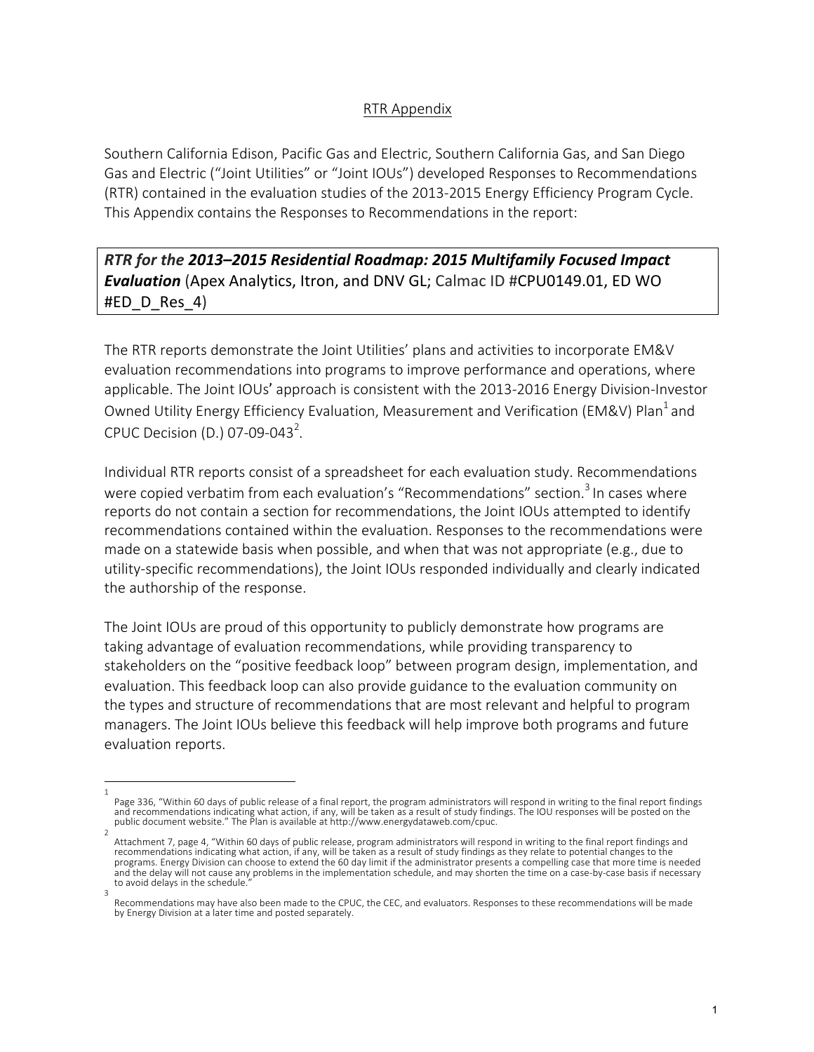## RTR Appendix

Southern California Edison, Pacific Gas and Electric, Southern California Gas, and San Diego Gas and Electric ("Joint Utilities" or "Joint IOUs") developed Responses to Recommendations (RTR) contained in the evaluation studies of the 2013-2015 Energy Efficiency Program Cycle. This Appendix contains the Responses to Recommendations in the report:

***RTR for the 2013–2015 Residential Roadmap: 2015 Multifamily Focused Impact Evaluation*** (Apex Analytics, Itron, and DNV GL; Calmac ID #CPU0149.01, ED WO #ED_D_Res_4)

The RTR reports demonstrate the Joint Utilities' plans and activities to incorporate EM&V evaluation recommendations into programs to improve performance and operations, where applicable. The Joint IOUs' approach is consistent with the 2013-2016 Energy Division-Investor Owned Utility Energy Efficiency Evaluation, Measurement and Verification (EM&V) Plan[1] and CPUC Decision (D.) 07-09-043[2].

Individual RTR reports consist of a spreadsheet for each evaluation study. Recommendations were copied verbatim from each evaluation's "Recommendations" section.[3] In cases where reports do not contain a section for recommendations, the Joint IOUs attempted to identify recommendations contained within the evaluation. Responses to the recommendations were made on a statewide basis when possible, and when that was not appropriate (e.g., due to utility-specific recommendations), the Joint IOUs responded individually and clearly indicated the authorship of the response.

The Joint IOUs are proud of this opportunity to publicly demonstrate how programs are taking advantage of evaluation recommendations, while providing transparency to stakeholders on the "positive feedback loop" between program design, implementation, and evaluation. This feedback loop can also provide guidance to the evaluation community on the types and structure of recommendations that are most relevant and helpful to program managers. The Joint IOUs believe this feedback will help improve both programs and future evaluation reports.

---

[1] Page 336, "Within 60 days of public release of a final report, the program administrators will respond in writing to the final report findings and recommendations indicating what action, if any, will be taken as a result of study findings. The IOU responses will be posted on the public document website." The Plan is available at http://www.energydataweb.com/cpuc.

[2] Attachment 7, page 4, "Within 60 days of public release, program administrators will respond in writing to the final report findings and recommendations indicating what action, if any, will be taken as a result of study findings as they relate to potential changes to the programs. Energy Division can choose to extend the 60 day limit if the administrator presents a compelling case that more time is needed and the delay will not cause any problems in the implementation schedule, and may shorten the time on a case-by-case basis if necessary to avoid delays in the schedule."

[3] Recommendations may have also been made to the CPUC, the CEC, and evaluators. Responses to these recommendations will be made by Energy Division at a later time and posted separately.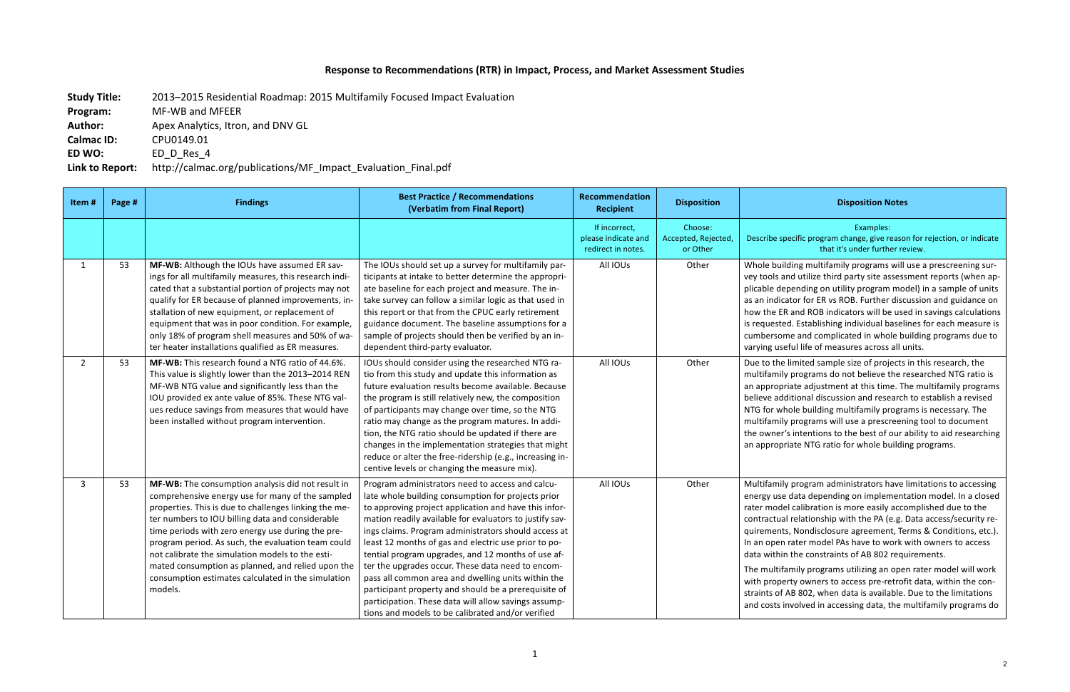## Response to Recommendations (RTR) in Impact, Process, and Market Assessment Studies

**Study Title:** 2013–2015 Residential Roadmap: 2015 Multifamily Focused Impact Evaluation
**Program:** MF-WB and MFEER
**Author:** Apex Analytics, Itron, and DNV GL
**Calmac ID:** CPU0149.01
**ED WO:** ED_D_Res_4
**Link to Report:** http://calmac.org/publications/MF_Impact_Evaluation_Final.pdf

| Item # | Page # | Findings | Best Practice / Recommendations (Verbatim from Final Report) | Recommendation Recipient | Disposition | Disposition Notes |
|---|---|---|---|---|---|---|
| | | | | If incorrect, please indicate and redirect in notes. | Choose: Accepted, Rejected, or Other | Examples: Describe specific program change, give reason for rejection, or indicate that it's under further review. |
| 1 | 53 | **MF-WB:** Although the IOUs have assumed ER savings for all multifamily measures, this research indicated that a substantial portion of projects may not qualify for ER because of planned improvements, installation of new equipment, or replacement of equipment that was in poor condition. For example, only 18% of program shell measures and 50% of water heater installations qualified as ER measures. | The IOUs should set up a survey for multifamily participants at intake to better determine the appropriate baseline for each project and measure. The in-take survey can follow a similar logic as that used in this report or that from the CPUC early retirement guidance document. The baseline assumptions for a sample of projects should then be verified by an independent third-party evaluator. | All IOUs | Other | Whole building multifamily programs will use a prescreening survey tools and utilize third party site assessment reports (when applicable depending on utility program model) in a sample of units as an indicator for ER vs ROB. Further discussion and guidance on how the ER and ROB indicators will be used in savings calculations is requested. Establishing individual baselines for each measure is cumbersome and complicated in whole building programs due to varying useful life of measures across all units. |
| 2 | 53 | **MF-WB:** This research found a NTG ratio of 44.6%. This value is slightly lower than the 2013–2014 REN MF-WB NTG value and significantly less than the IOU provided ex ante value of 85%. These NTG values reduce savings from measures that would have been installed without program intervention. | IOUs should consider using the researched NTG ratio from this study and update this information as future evaluation results become available. Because the program is still relatively new, the composition of participants may change over time, so the NTG ratio may change as the program matures. In addition, the NTG ratio should be updated if there are changes in the implementation strategies that might reduce or alter the free-ridership (e.g., increasing incentive levels or changing the measure mix). | All IOUs | Other | Due to the limited sample size of projects in this research, the multifamily programs do not believe the researched NTG ratio is an appropriate adjustment at this time. The multifamily programs believe additional discussion and research to establish a revised NTG for whole building multifamily programs is necessary. The multifamily programs will use a prescreening tool to document the owner's intentions to the best of our ability to aid researching an appropriate NTG ratio for whole building programs. |
| 3 | 53 | **MF-WB:** The consumption analysis did not result in comprehensive energy use for many of the sampled properties. This is due to challenges linking the meter numbers to IOU billing data and considerable time periods with zero energy use during the pre-program period. As such, the evaluation team could not calibrate the simulation models to the estimated consumption as planned, and relied upon the consumption estimates calculated in the simulation models. | Program administrators need to access and calculate whole building consumption for projects prior to approving project application and have this information readily available for evaluators to justify savings claims. Program administrators should access at least 12 months of gas and electric use prior to potential program upgrades, and 12 months of use after the upgrades occur. These data need to encompass all common area and dwelling units within the participant property and should be a prerequisite of participation. These data will allow savings assumptions and models to be calibrated and/or verified | All IOUs | Other | Multifamily program administrators have limitations to accessing energy use data depending on implementation model. In a closed rater model calibration is more easily accomplished due to the contractual relationship with the PA (e.g. Data access/security requirements, Nondisclosure agreement, Terms & Conditions, etc.). In an open rater model PAs have to work with owners to access data within the constraints of AB 802 requirements.<br><br>The multifamily programs utilizing an open rater model will work with property owners to access pre-retrofit data, within the constraints of AB 802, when data is available. Due to the limitations and costs involved in accessing data, the multifamily programs do |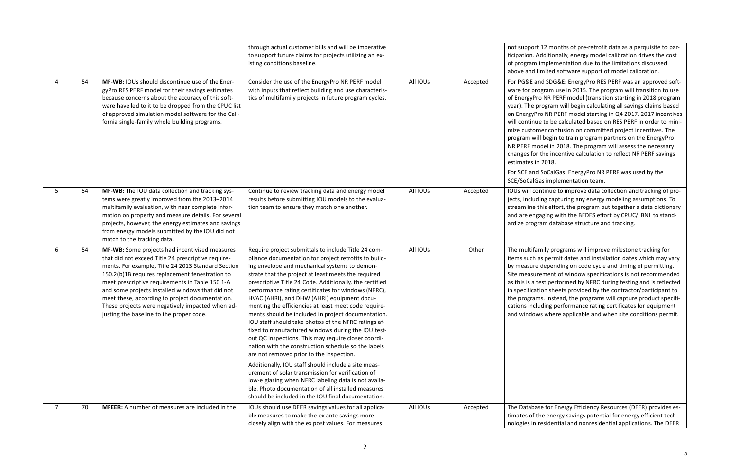|  |  |  | through actual customer bills and will be imperative to support future claims for projects utilizing an existing conditions baseline. |  |  | not support 12 months of pre-retrofit data as a perquisite to participation. Additionally, energy model calibration drives the cost of program implementation due to the limitations discussed above and limited software support of model calibration. |
|---|---|---|---|---|---|---|
| 4 | 54 | **MF-WB:** IOUs should discontinue use of the EnergyPro RES PERF model for their savings estimates because concerns about the accuracy of this software have led to it to be dropped from the CPUC list of approved simulation model software for the California single-family whole building programs. | Consider the use of the EnergyPro NR PERF model with inputs that reflect building and use characteristics of multifamily projects in future program cycles. | All IOUs | Accepted | For PG&E and SDG&E: EnergyPro RES PERF was an approved software for program use in 2015. The program will transition to use of EnergyPro NR PERF model (transition starting in 2018 program year). The program will begin calculating all savings claims based on EnergyPro NR PERF model starting in Q4 2017. 2017 incentives will continue to be calculated based on RES PERF in order to minimize customer confusion on committed project incentives. The program will begin to train program partners on the EnergyPro NR PERF model in 2018. The program will assess the necessary changes for the incentive calculation to reflect NR PERF savings estimates in 2018.<br><br>For SCE and SoCalGas: EnergyPro NR PERF was used by the SCE/SoCalGas implementation team. |
| 5 | 54 | **MF-WB:** The IOU data collection and tracking systems were greatly improved from the 2013–2014 multifamily evaluation, with near complete information on property and measure details. For several projects, however, the energy estimates and savings from energy models submitted by the IOU did not match to the tracking data. | Continue to review tracking data and energy model results before submitting IOU models to the evaluation team to ensure they match one another. | All IOUs | Accepted | IOUs will continue to improve data collection and tracking of projects, including capturing any energy modeling assumptions. To streamline this effort, the program put together a data dictionary and are engaging with the BEDES effort by CPUC/LBNL to standardize program database structure and tracking. |
| 6 | 54 | **MF-WB:** Some projects had incentivized measures that did not exceed Title 24 prescriptive requirements. For example, Title 24 2013 Standard Section 150.2(b)1B requires replacement fenestration to meet prescriptive requirements in Table 150 1-A and some projects installed windows that did not meet these, according to project documentation. These projects were negatively impacted when adjusting the baseline to the proper code. | Require project submittals to include Title 24 compliance documentation for project retrofits to building envelope and mechanical systems to demonstrate that the project at least meets the required prescriptive Title 24 Code. Additionally, the certified performance rating certificates for windows (NFRC), HVAC (AHRI), and DHW (AHRI) equipment documenting the efficiencies at least meet code requirements should be included in project documentation. IOU staff should take photos of the NFRC ratings affixed to manufactured windows during the IOU test-out QC inspections. This may require closer coordination with the construction schedule so the labels are not removed prior to the inspection.<br><br>Additionally, IOU staff should include a site measurement of solar transmission for verification of low-e glazing when NFRC labeling data is not available. Photo documentation of all installed measures should be included in the IOU final documentation. | All IOUs | Other | The multifamily programs will improve milestone tracking for items such as permit dates and installation dates which may vary by measure depending on code cycle and timing of permitting. Site measurement of window specifications is not recommended as this is a test performed by NFRC during testing and is reflected in specification sheets provided by the contractor/participant to the programs. Instead, the programs will capture product specifications including performance rating certificates for equipment and windows where applicable and when site conditions permit. |
| 7 | 70 | **MFEER:** A number of measures are included in the | IOUs should use DEER savings values for all applicable measures to make the ex ante savings more closely align with the ex post values. For measures | All IOUs | Accepted | The Database for Energy Efficiency Resources (DEER) provides estimates of the energy savings potential for energy efficient technologies in residential and nonresidential applications. The DEER |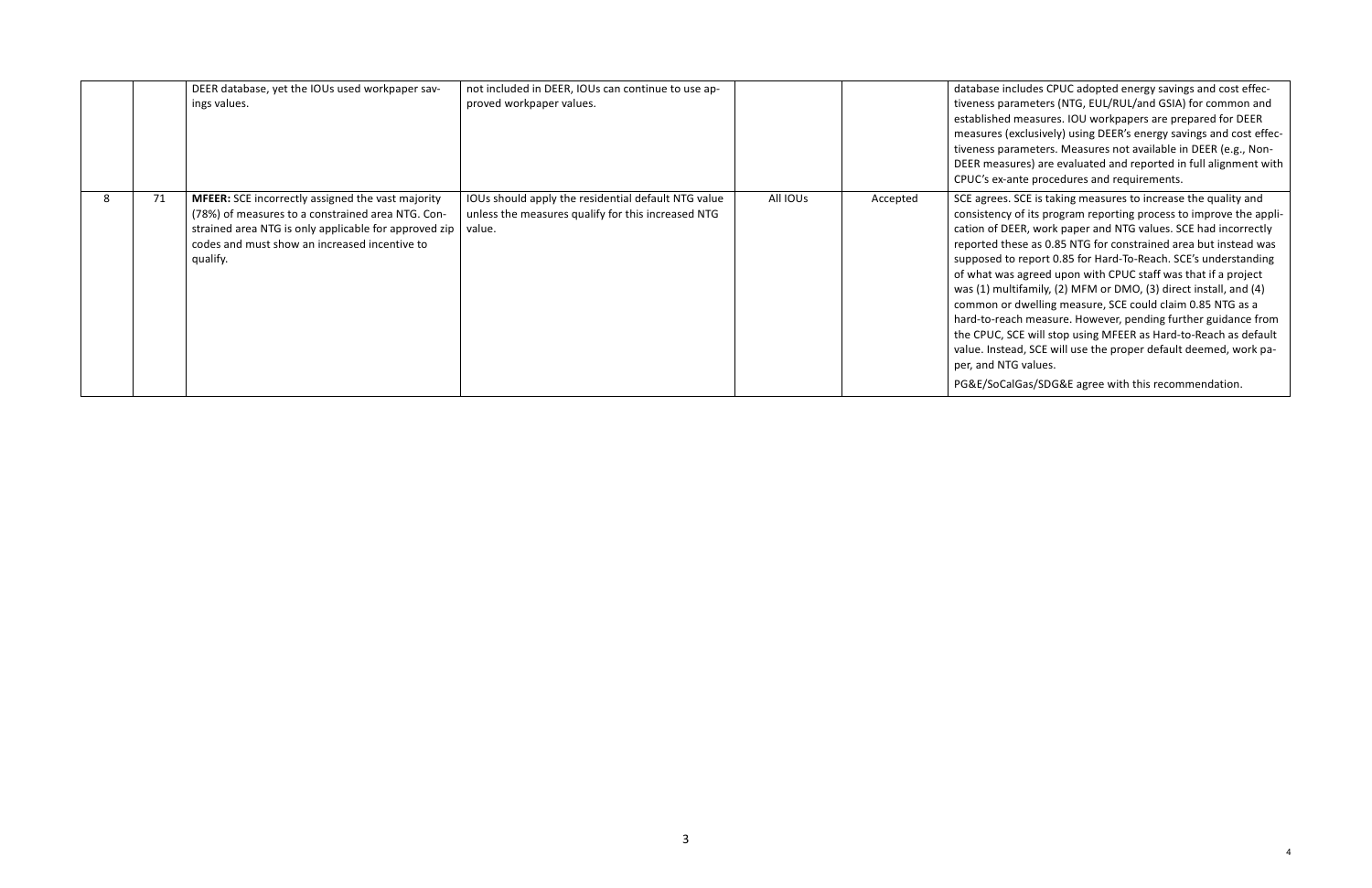| | | | | | | |
|---|---|---|---|---|---|---|
| | | DEER database, yet the IOUs used workpaper savings values. | not included in DEER, IOUs can continue to use approved workpaper values. | | | database includes CPUC adopted energy savings and cost effectiveness parameters (NTG, EUL/RUL/and GSIA) for common and established measures. IOU workpapers are prepared for DEER measures (exclusively) using DEER's energy savings and cost effectiveness parameters. Measures not available in DEER (e.g., Non-DEER measures) are evaluated and reported in full alignment with CPUC's ex-ante procedures and requirements. |
| 8 | 71 | **MFEER:** SCE incorrectly assigned the vast majority (78%) of measures to a constrained area NTG. Constrained area NTG is only applicable for approved zip codes and must show an increased incentive to qualify. | IOUs should apply the residential default NTG value unless the measures qualify for this increased NTG value. | All IOUs | Accepted | SCE agrees. SCE is taking measures to increase the quality and consistency of its program reporting process to improve the application of DEER, work paper and NTG values. SCE had incorrectly reported these as 0.85 NTG for constrained area but instead was supposed to report 0.85 for Hard-To-Reach. SCE's understanding of what was agreed upon with CPUC staff was that if a project was (1) multifamily, (2) MFM or DMO, (3) direct install, and (4) common or dwelling measure, SCE could claim 0.85 NTG as a hard-to-reach measure. However, pending further guidance from the CPUC, SCE will stop using MFEER as Hard-to-Reach as default value. Instead, SCE will use the proper default deemed, work paper, and NTG values.<br><br>PG&E/SoCalGas/SDG&E agree with this recommendation. |